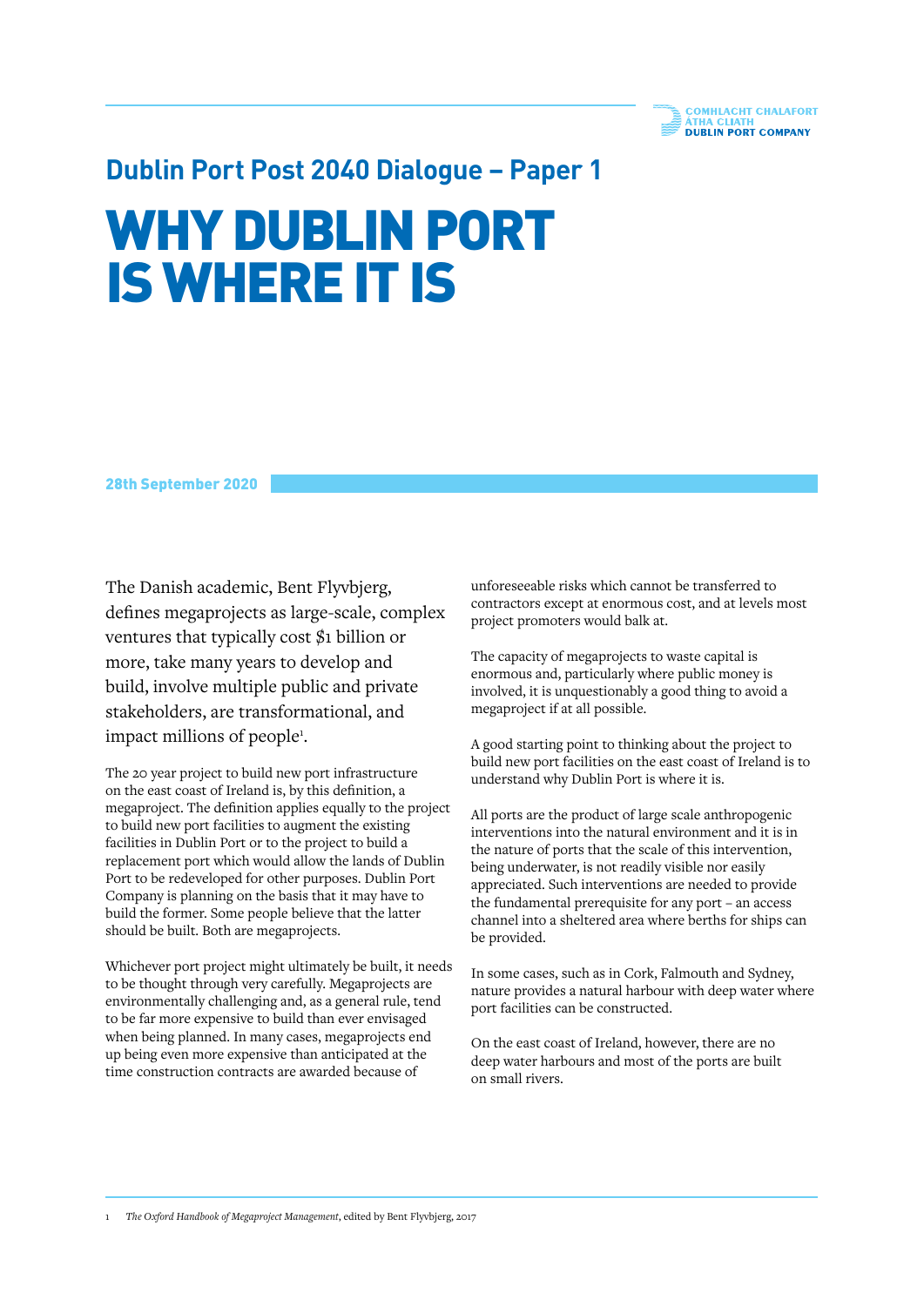## Dublin Port Post 2040 Dialogue – Paper 1

# WHY DUBLIN PORT IS WHERE IT IS

**28th September 2020**

The Danish academic, Bent Flyvbjerg, defines megaprojects as large-scale, complex ventures that typically cost $1 billion or more, take many years to develop and build, involve multiple public and private stakeholders, are transformational, and impact millions of people[1].

The 20 year project to build new port infrastructure on the east coast of Ireland is, by this definition, a megaproject. The definition applies equally to the project to build new port facilities to augment the existing facilities in Dublin Port or to the project to build a replacement port which would allow the lands of Dublin Port to be redeveloped for other purposes. Dublin Port Company is planning on the basis that it may have to build the former. Some people believe that the latter should be built. Both are megaprojects.

Whichever port project might ultimately be built, it needs to be thought through very carefully. Megaprojects are environmentally challenging and, as a general rule, tend to be far more expensive to build than ever envisaged when being planned. In many cases, megaprojects end up being even more expensive than anticipated at the time construction contracts are awarded because of unforeseeable risks which cannot be transferred to contractors except at enormous cost, and at levels most project promoters would balk at.

The capacity of megaprojects to waste capital is enormous and, particularly where public money is involved, it is unquestionably a good thing to avoid a megaproject if at all possible.

A good starting point to thinking about the project to build new port facilities on the east coast of Ireland is to understand why Dublin Port is where it is.

All ports are the product of large scale anthropogenic interventions into the natural environment and it is in the nature of ports that the scale of this intervention, being underwater, is not readily visible nor easily appreciated. Such interventions are needed to provide the fundamental prerequisite for any port – an access channel into a sheltered area where berths for ships can be provided.

In some cases, such as in Cork, Falmouth and Sydney, nature provides a natural harbour with deep water where port facilities can be constructed.

On the east coast of Ireland, however, there are no deep water harbours and most of the ports are built on small rivers.

1 *The Oxford Handbook of Megaproject Management*, edited by Bent Flyvbjerg, 2017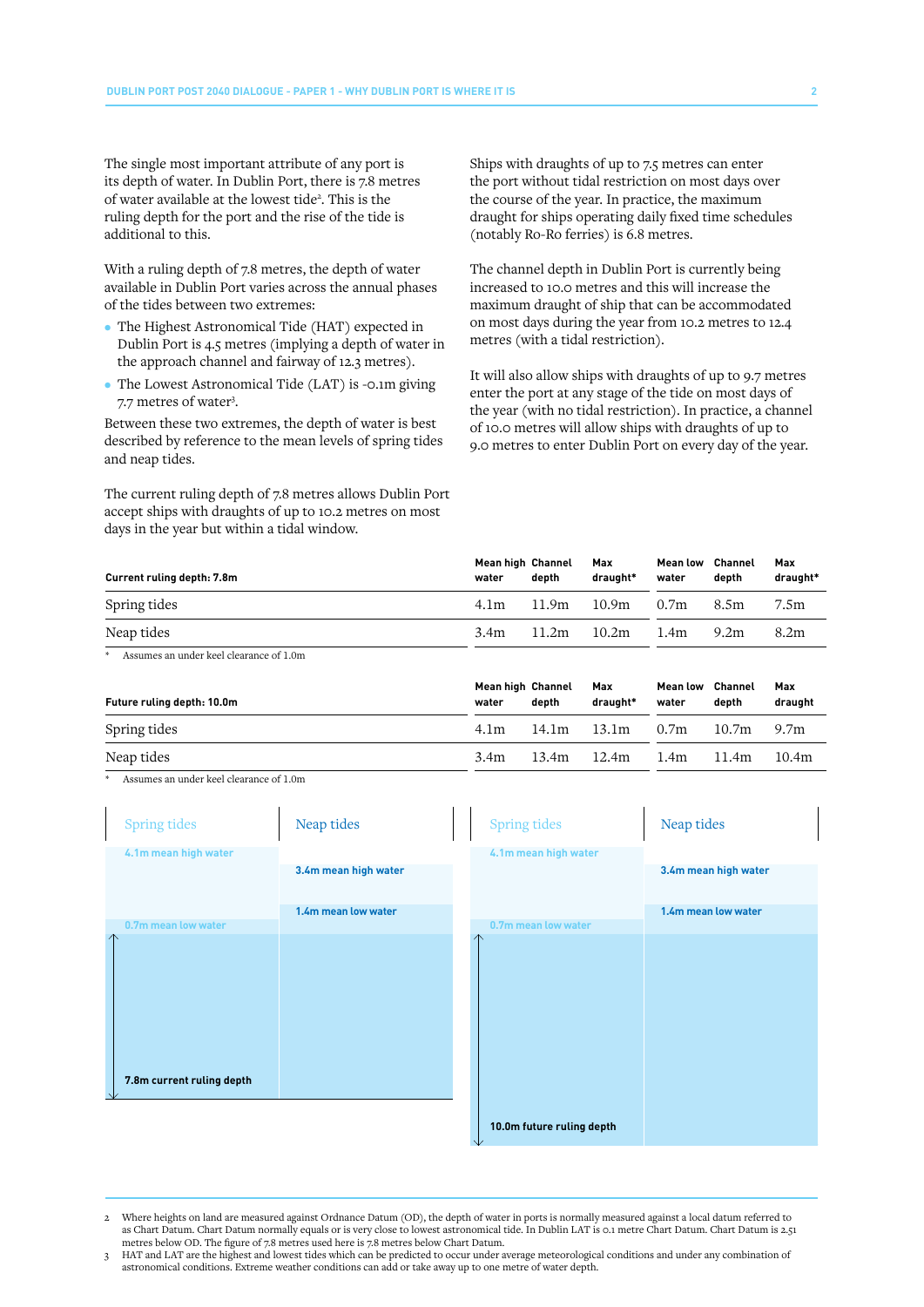The single most important attribute of any port is its depth of water. In Dublin Port, there is 7.8 metres of water available at the lowest tide[2]. This is the ruling depth for the port and the rise of the tide is additional to this.

With a ruling depth of 7.8 metres, the depth of water available in Dublin Port varies across the annual phases of the tides between two extremes:

- The Highest Astronomical Tide (HAT) expected in Dublin Port is 4.5 metres (implying a depth of water in the approach channel and fairway of 12.3 metres).
- The Lowest Astronomical Tide (LAT) is -0.1m giving 7.7 metres of water[3].

Between these two extremes, the depth of water is best described by reference to the mean levels of spring tides and neap tides.

The current ruling depth of 7.8 metres allows Dublin Port accept ships with draughts of up to 10.2 metres on most days in the year but within a tidal window.

Ships with draughts of up to 7.5 metres can enter the port without tidal restriction on most days over the course of the year. In practice, the maximum draught for ships operating daily fixed time schedules (notably Ro-Ro ferries) is 6.8 metres.

The channel depth in Dublin Port is currently being increased to 10.0 metres and this will increase the maximum draught of ship that can be accommodated on most days during the year from 10.2 metres to 12.4 metres (with a tidal restriction).

It will also allow ships with draughts of up to 9.7 metres enter the port at any stage of the tide on most days of the year (with no tidal restriction). In practice, a channel of 10.0 metres will allow ships with draughts of up to 9.0 metres to enter Dublin Port on every day of the year.

| Current ruling depth: 7.8m | Mean high water | Channel depth | Max draught* | Mean low water | Channel depth | Max draught* |
|---|---|---|---|---|---|---|
| Spring tides | 4.1m | 11.9m | 10.9m | 0.7m | 8.5m | 7.5m |
| Neap tides | 3.4m | 11.2m | 10.2m | 1.4m | 9.2m | 8.2m |

\* Assumes an under keel clearance of 1.0m

| Future ruling depth: 10.0m | Mean high water | Channel depth | Max draught* | Mean low water | Channel depth | Max draught |
|---|---|---|---|---|---|---|
| Spring tides | 4.1m | 14.1m | 13.1m | 0.7m | 10.7m | 9.7m |
| Neap tides | 3.4m | 13.4m | 12.4m | 1.4m | 11.4m | 10.4m |

\* Assumes an under keel clearance of 1.0m

Spring tides
Neap tides
4.1m mean high water
3.4m mean high water
1.4m mean low water
0.7m mean low water
7.8m current ruling depth

Spring tides
Neap tides
4.1m mean high water
3.4m mean high water
1.4m mean low water
0.7m mean low water
10.0m future ruling depth

---

2 Where heights on land are measured against Ordnance Datum (OD), the depth of water in ports is normally measured against a local datum referred to as Chart Datum. Chart Datum normally equals or is very close to lowest astronomical tide. In Dublin LAT is 0.1 metre Chart Datum. Chart Datum is 2.51 metres below OD. The figure of 7.8 metres used here is 7.8 metres below Chart Datum.

3 HAT and LAT are the highest and lowest tides which can be predicted to occur under average meteorological conditions and under any combination of astronomical conditions. Extreme weather conditions can add or take away up to one metre of water depth.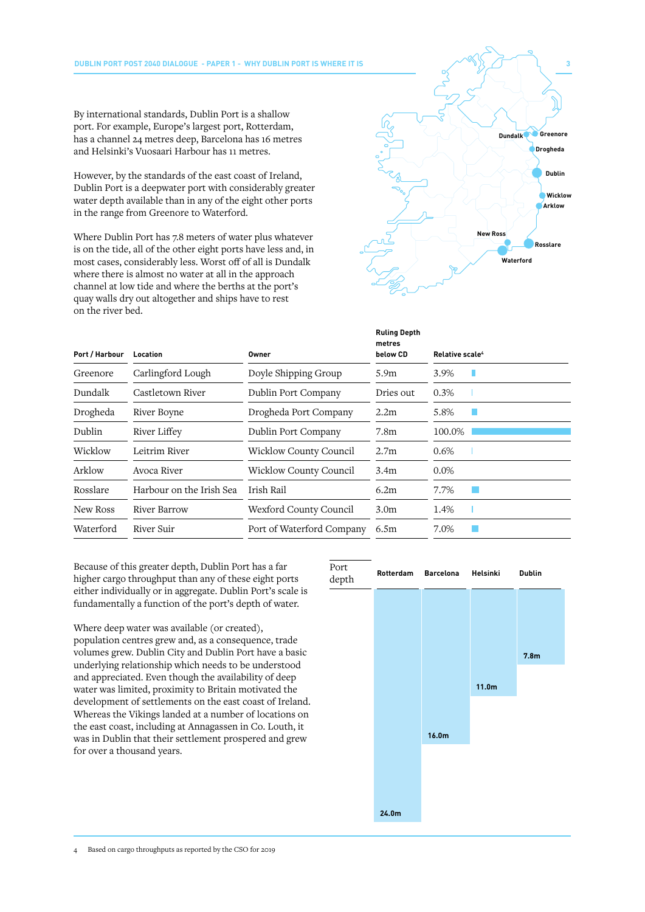By international standards, Dublin Port is a shallow port. For example, Europe's largest port, Rotterdam, has a channel 24 metres deep, Barcelona has 16 metres and Helsinki's Vuosaari Harbour has 11 metres.

However, by the standards of the east coast of Ireland, Dublin Port is a deepwater port with considerably greater water depth available than in any of the eight other ports in the range from Greenore to Waterford.

Where Dublin Port has 7.8 meters of water plus whatever is on the tide, all of the other eight ports have less and, in most cases, considerably less. Worst off of all is Dundalk where there is almost no water at all in the approach channel at low tide and where the berths at the port's quay walls dry out altogether and ships have to rest on the river bed.

Dundalk
Greenore
Drogheda
Dublin
Wicklow
Arklow
New Ross
Rosslare
Waterford

| Port / Harbour | Location | Owner | Ruling Depth metres below CD | Relative scale[4] |
|---|---|---|---|---|
| Greenore | Carlingford Lough | Doyle Shipping Group | 5.9m | 3.9% |
| Dundalk | Castletown River | Dublin Port Company | Dries out | 0.3% |
| Drogheda | River Boyne | Drogheda Port Company | 2.2m | 5.8% |
| Dublin | River Liffey | Dublin Port Company | 7.8m | 100.0% |
| Wicklow | Leitrim River | Wicklow County Council | 2.7m | 0.6% |
| Arklow | Avoca River | Wicklow County Council | 3.4m | 0.0% |
| Rosslare | Harbour on the Irish Sea | Irish Rail | 6.2m | 7.7% |
| New Ross | River Barrow | Wexford County Council | 3.0m | 1.4% |
| Waterford | River Suir | Port of Waterford Company | 6.5m | 7.0% |

Because of this greater depth, Dublin Port has a far higher cargo throughput than any of these eight ports either individually or in aggregate. Dublin Port's scale is fundamentally a function of the port's depth of water.

Where deep water was available (or created), population centres grew and, as a consequence, trade volumes grew. Dublin City and Dublin Port have a basic underlying relationship which needs to be understood and appreciated. Even though the availability of deep water was limited, proximity to Britain motivated the development of settlements on the east coast of Ireland. Whereas the Vikings landed at a number of locations on the east coast, including at Annagassen in Co. Louth, it was in Dublin that their settlement prospered and grew for over a thousand years.

Port depth
Rotterdam 24.0m
Barcelona 16.0m
Helsinki 11.0m
Dublin 7.8m

4 Based on cargo throughputs as reported by the CSO for 2019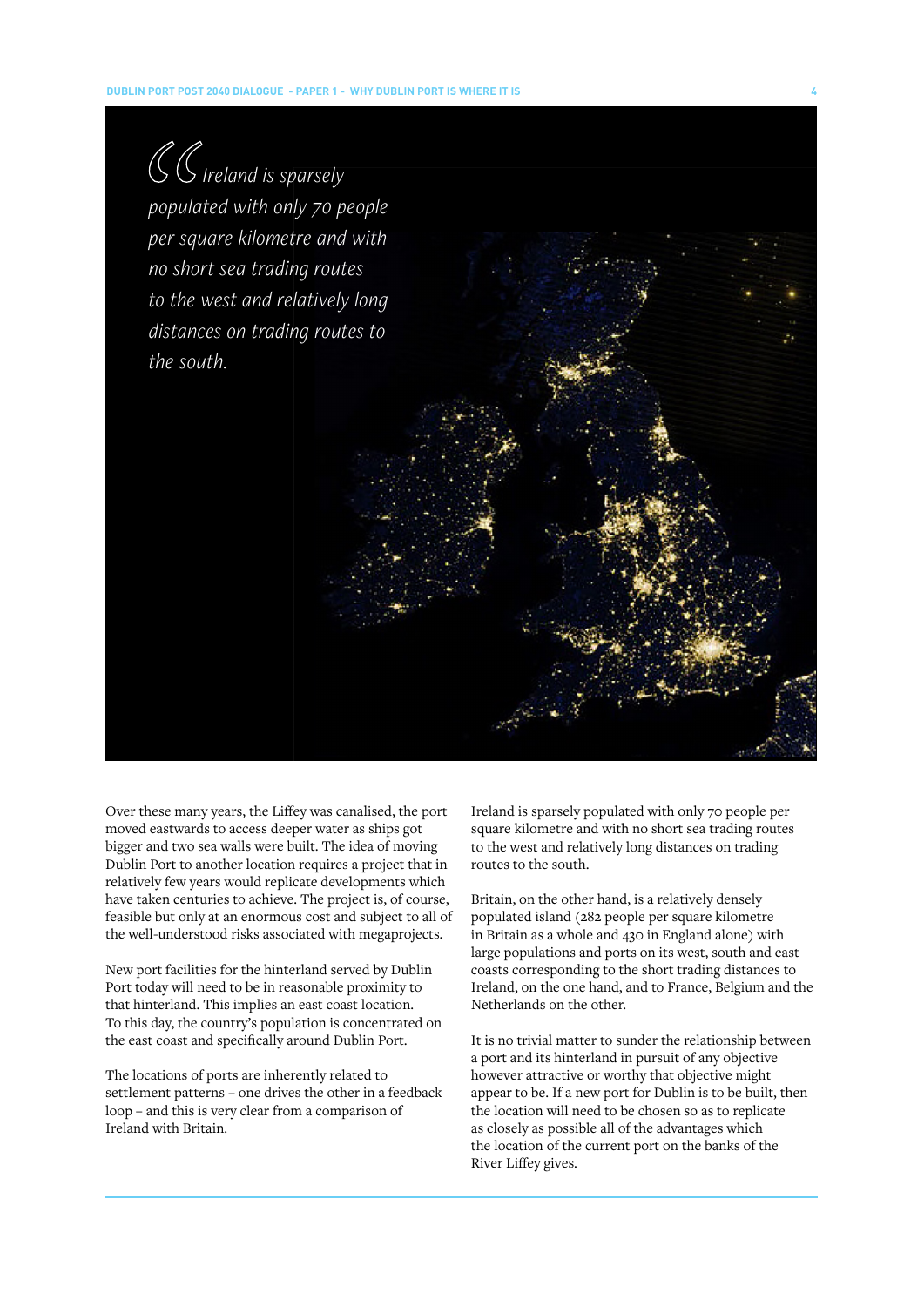> *Ireland is sparsely populated with only 70 people per square kilometre and with no short sea trading routes to the west and relatively long distances on trading routes to the south.*

Over these many years, the Liffey was canalised, the port moved eastwards to access deeper water as ships got bigger and two sea walls were built. The idea of moving Dublin Port to another location requires a project that in relatively few years would replicate developments which have taken centuries to achieve. The project is, of course, feasible but only at an enormous cost and subject to all of the well-understood risks associated with megaprojects.

New port facilities for the hinterland served by Dublin Port today will need to be in reasonable proximity to that hinterland. This implies an east coast location. To this day, the country's population is concentrated on the east coast and specifically around Dublin Port.

The locations of ports are inherently related to settlement patterns – one drives the other in a feedback loop – and this is very clear from a comparison of Ireland with Britain.

Ireland is sparsely populated with only 70 people per square kilometre and with no short sea trading routes to the west and relatively long distances on trading routes to the south.

Britain, on the other hand, is a relatively densely populated island (282 people per square kilometre in Britain as a whole and 430 in England alone) with large populations and ports on its west, south and east coasts corresponding to the short trading distances to Ireland, on the one hand, and to France, Belgium and the Netherlands on the other.

It is no trivial matter to sunder the relationship between a port and its hinterland in pursuit of any objective however attractive or worthy that objective might appear to be. If a new port for Dublin is to be built, then the location will need to be chosen so as to replicate as closely as possible all of the advantages which the location of the current port on the banks of the River Liffey gives.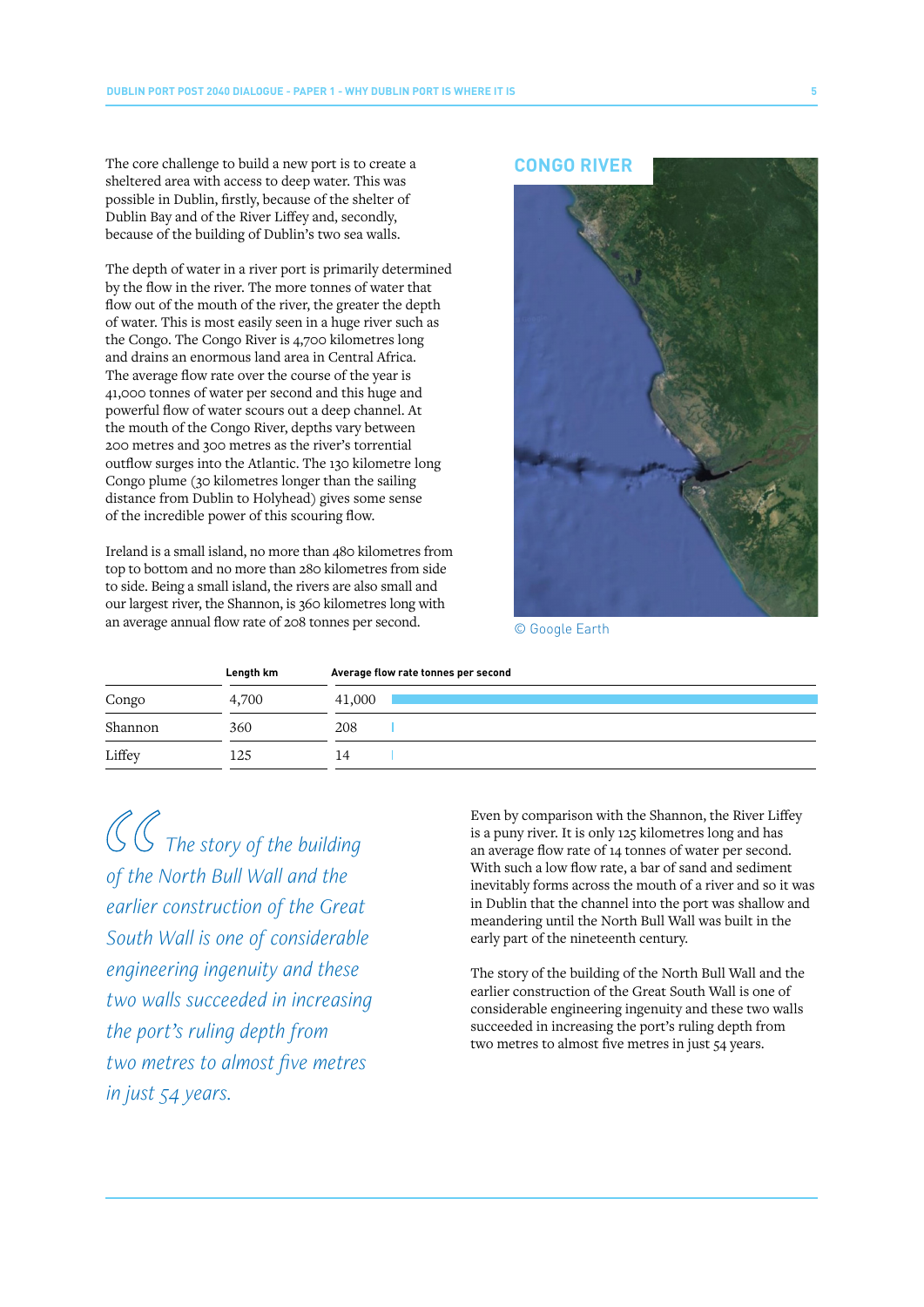The core challenge to build a new port is to create a sheltered area with access to deep water. This was possible in Dublin, firstly, because of the shelter of Dublin Bay and of the River Liffey and, secondly, because of the building of Dublin's two sea walls.

The depth of water in a river port is primarily determined by the flow in the river. The more tonnes of water that flow out of the mouth of the river, the greater the depth of water. This is most easily seen in a huge river such as the Congo. The Congo River is 4,700 kilometres long and drains an enormous land area in Central Africa. The average flow rate over the course of the year is 41,000 tonnes of water per second and this huge and powerful flow of water scours out a deep channel. At the mouth of the Congo River, depths vary between 200 metres and 300 metres as the river's torrential outflow surges into the Atlantic. The 130 kilometre long Congo plume (30 kilometres longer than the sailing distance from Dublin to Holyhead) gives some sense of the incredible power of this scouring flow.

Ireland is a small island, no more than 480 kilometres from top to bottom and no more than 280 kilometres from side to side. Being a small island, the rivers are also small and our largest river, the Shannon, is 360 kilometres long with an average annual flow rate of 208 tonnes per second.

## CONGO RIVER

© Google Earth

| | Length km | Average flow rate tonnes per second |
|---|---|---|
| Congo | 4,700 | 41,000 |
| Shannon | 360 | 208 |
| Liffey | 125 | 14 |

> *The story of the building of the North Bull Wall and the earlier construction of the Great South Wall is one of considerable engineering ingenuity and these two walls succeeded in increasing the port's ruling depth from two metres to almost five metres in just 54 years.*

Even by comparison with the Shannon, the River Liffey is a puny river. It is only 125 kilometres long and has an average flow rate of 14 tonnes of water per second. With such a low flow rate, a bar of sand and sediment inevitably forms across the mouth of a river and so it was in Dublin that the channel into the port was shallow and meandering until the North Bull Wall was built in the early part of the nineteenth century.

The story of the building of the North Bull Wall and the earlier construction of the Great South Wall is one of considerable engineering ingenuity and these two walls succeeded in increasing the port's ruling depth from two metres to almost five metres in just 54 years.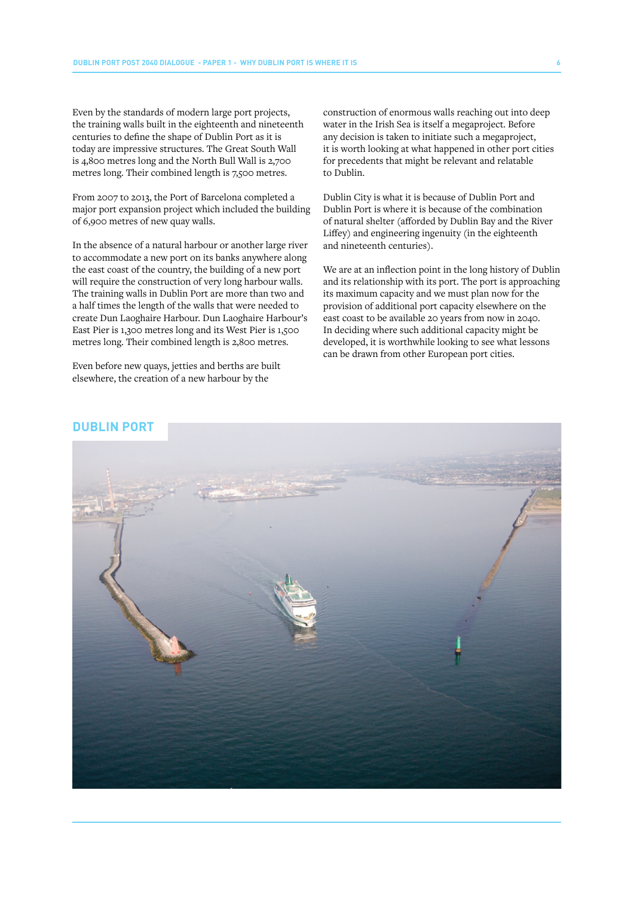Even by the standards of modern large port projects, the training walls built in the eighteenth and nineteenth centuries to define the shape of Dublin Port as it is today are impressive structures. The Great South Wall is 4,800 metres long and the North Bull Wall is 2,700 metres long. Their combined length is 7,500 metres.

From 2007 to 2013, the Port of Barcelona completed a major port expansion project which included the building of 6,900 metres of new quay walls.

In the absence of a natural harbour or another large river to accommodate a new port on its banks anywhere along the east coast of the country, the building of a new port will require the construction of very long harbour walls. The training walls in Dublin Port are more than two and a half times the length of the walls that were needed to create Dun Laoghaire Harbour. Dun Laoghaire Harbour's East Pier is 1,300 metres long and its West Pier is 1,500 metres long. Their combined length is 2,800 metres.

Even before new quays, jetties and berths are built elsewhere, the creation of a new harbour by the construction of enormous walls reaching out into deep water in the Irish Sea is itself a megaproject. Before any decision is taken to initiate such a megaproject, it is worth looking at what happened in other port cities for precedents that might be relevant and relatable to Dublin.

Dublin City is what it is because of Dublin Port and Dublin Port is where it is because of the combination of natural shelter (afforded by Dublin Bay and the River Liffey) and engineering ingenuity (in the eighteenth and nineteenth centuries).

We are at an inflection point in the long history of Dublin and its relationship with its port. The port is approaching its maximum capacity and we must plan now for the provision of additional port capacity elsewhere on the east coast to be available 20 years from now in 2040. In deciding where such additional capacity might be developed, it is worthwhile looking to see what lessons can be drawn from other European port cities.

## DUBLIN PORT